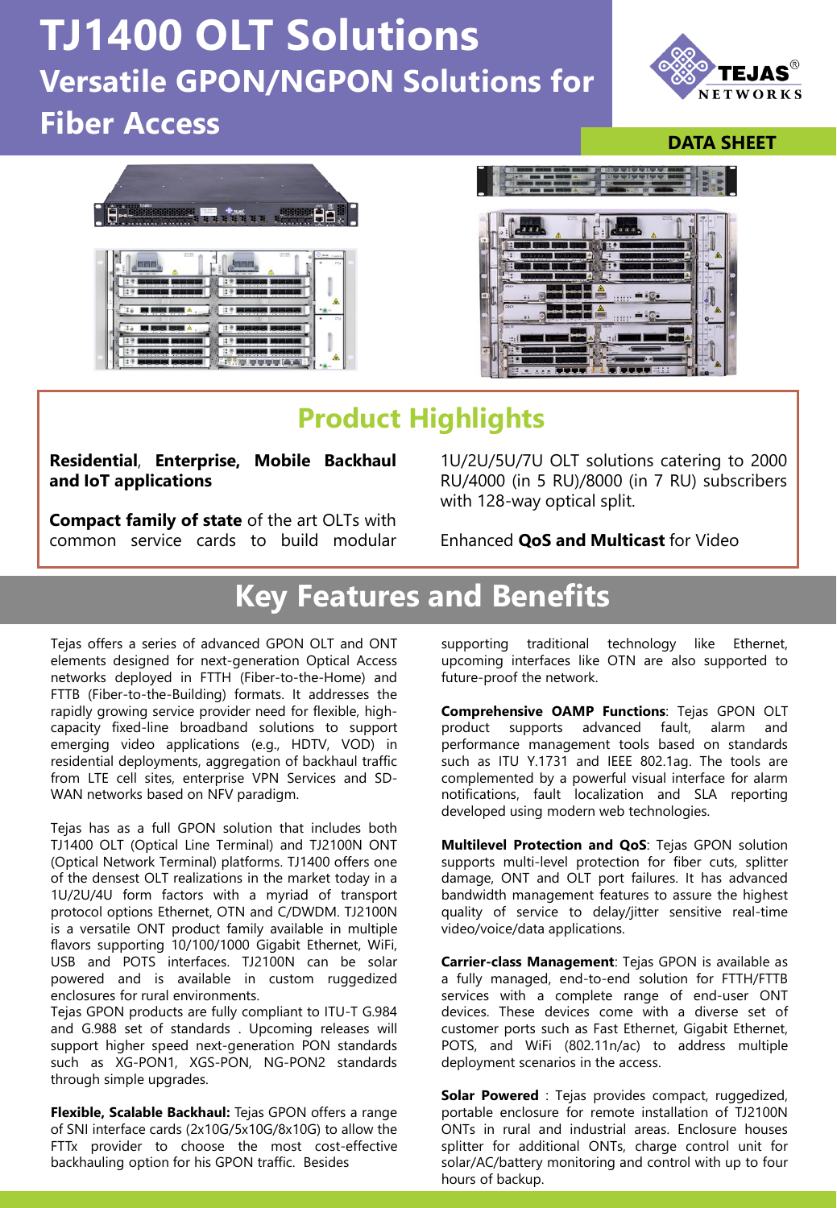# TJ1400 OLT Solutions

## Versatile GPON/NGPON Solutions for Fiber Access

TEJAS® NETWORKS

DATA SHEET

## Product Highlights

**Residential**, **Enterprise, Mobile Backhaul and IoT applications**

**Compact family of state** of the art OLTs with common service cards to build modular

1U/2U/5U/7U OLT solutions catering to 2000 RU/4000 (in 5 RU)/8000 (in 7 RU) subscribers with 128-way optical split.

Enhanced **QoS and Multicast** for Video

## Key Features and Benefits

Tejas offers a series of advanced GPON OLT and ONT elements designed for next-generation Optical Access networks deployed in FTTH (Fiber-to-the-Home) and FTTB (Fiber-to-the-Building) formats. It addresses the rapidly growing service provider need for flexible, high-capacity fixed-line broadband solutions to support emerging video applications (e.g., HDTV, VOD) in residential deployments, aggregation of backhaul traffic from LTE cell sites, enterprise VPN Services and SD-WAN networks based on NFV paradigm.

Tejas has as a full GPON solution that includes both TJ1400 OLT (Optical Line Terminal) and TJ2100N ONT (Optical Network Terminal) platforms. TJ1400 offers one of the densest OLT realizations in the market today in a 1U/2U/4U form factors with a myriad of transport protocol options Ethernet, OTN and C/DWDM. TJ2100N is a versatile ONT product family available in multiple flavors supporting 10/100/1000 Gigabit Ethernet, WiFi, USB and POTS interfaces. TJ2100N can be solar powered and is available in custom ruggedized enclosures for rural environments.
Tejas GPON products are fully compliant to ITU-T G.984 and G.988 set of standards . Upcoming releases will support higher speed next-generation PON standards such as XG-PON1, XGS-PON, NG-PON2 standards through simple upgrades.

**Flexible, Scalable Backhaul:** Tejas GPON offers a range of SNI interface cards (2x10G/5x10G/8x10G) to allow the FTTx provider to choose the most cost-effective backhauling option for his GPON traffic. Besides supporting traditional technology like Ethernet, upcoming interfaces like OTN are also supported to future-proof the network.

**Comprehensive OAMP Functions**: Tejas GPON OLT product supports advanced fault, alarm and performance management tools based on standards such as ITU Y.1731 and IEEE 802.1ag. The tools are complemented by a powerful visual interface for alarm notifications, fault localization and SLA reporting developed using modern web technologies.

**Multilevel Protection and QoS**: Tejas GPON solution supports multi-level protection for fiber cuts, splitter damage, ONT and OLT port failures. It has advanced bandwidth management features to assure the highest quality of service to delay/jitter sensitive real-time video/voice/data applications.

**Carrier-class Management**: Tejas GPON is available as a fully managed, end-to-end solution for FTTH/FTTB services with a complete range of end-user ONT devices. These devices come with a diverse set of customer ports such as Fast Ethernet, Gigabit Ethernet, POTS, and WiFi (802.11n/ac) to address multiple deployment scenarios in the access.

**Solar Powered** : Tejas provides compact, ruggedized, portable enclosure for remote installation of TJ2100N ONTs in rural and industrial areas. Enclosure houses splitter for additional ONTs, charge control unit for solar/AC/battery monitoring and control with up to four hours of backup.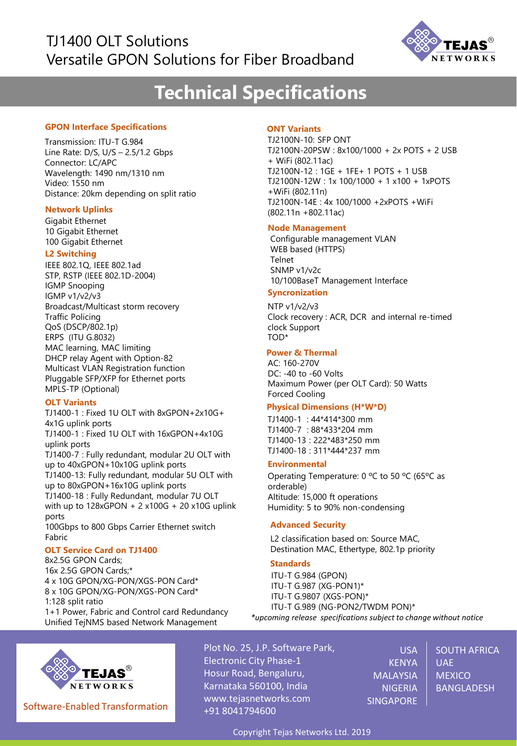# TJ1400 OLT Solutions
Versatile GPON Solutions for Fiber Broadband

TEJAS® NETWORKS

## Technical Specifications

### GPON Interface Specifications

Transmission: ITU-T G.984
Line Rate: D/S, U/S – 2.5/1.2 Gbps
Connector: LC/APC
Wavelength: 1490 nm/1310 nm
Video: 1550 nm
Distance: 20km depending on split ratio

### Network Uplinks

Gigabit Ethernet
10 Gigabit Ethernet
100 Gigabit Ethernet

### L2 Switching

IEEE 802.1Q, IEEE 802.1ad
STP, RSTP (IEEE 802.1D-2004)
IGMP Snooping
IGMP v1/v2/v3
Broadcast/Multicast storm recovery
Traffic Policing
QoS (DSCP/802.1p)
ERPS (ITU G.8032)
MAC learning, MAC limiting
DHCP relay Agent with Option-82
Multicast VLAN Registration function
Pluggable SFP/XFP for Ethernet ports
MPLS-TP (Optional)

### OLT Variants

TJ1400-1 : Fixed 1U OLT with 8xGPON+2x10G+ 4x1G uplink ports
TJ1400-1 : Fixed 1U OLT with 16xGPON+4x10G uplink ports
TJ1400-7 : Fully redundant, modular 2U OLT with up to 40xGPON+10x10G uplink ports
TJ1400-13: Fully redundant, modular 5U OLT with up to 80xGPON+16x10G uplink ports
TJ1400-18 : Fully Redundant, modular 7U OLT with up to 128xGPON + 2 x100G + 20 x10G uplink ports
100Gbps to 800 Gbps Carrier Ethernet switch Fabric

### OLT Service Card on TJ1400

8x2.5G GPON Cards;
16x 2.5G GPON Cards;*
4 x 10G GPON/XG-PON/XGS-PON Card*
8 x 10G GPON/XG-PON/XGS-PON Card*
1:128 split ratio
1+1 Power, Fabric and Control card Redundancy
Unified TejNMS based Network Management

### ONT Variants

TJ2100N-10: SFP ONT
TJ2100N-20PSW : 8x100/1000 + 2x POTS + 2 USB + WiFi (802.11ac)
TJ2100N-12 : 1GE + 1FE+ 1 POTS + 1 USB
TJ2100N-12W : 1x 100/1000 + 1 x100 + 1xPOTS +WiFi (802.11n)
TJ2100N-14E : 4x 100/1000 +2xPOTS +WiFi (802.11n +802.11ac)

### Node Management

Configurable management VLAN
WEB based (HTTPS)
Telnet
SNMP v1/v2c
10/100BaseT Management Interface

### Syncronization

NTP v1/v2/v3
Clock recovery : ACR, DCR and internal re-timed clock Support
TOD*

### Power & Thermal

AC: 160-270V
DC: -40 to -60 Volts
Maximum Power (per OLT Card): 50 Watts
Forced Cooling

### Physical Dimensions (H*W*D)

TJ1400-1 : 44*414*300 mm
TJ1400-7 : 88*433*204 mm
TJ1400-13 : 222*483*250 mm
TJ1400-18 : 311*444*237 mm

### Environmental

Operating Temperature: 0 ºC to 50 ºC (65ºC as orderable)
Altitude: 15,000 ft operations
Humidity: 5 to 90% non-condensing

### Advanced Security

L2 classification based on: Source MAC, Destination MAC, Ethertype, 802.1p priority

### Standards

ITU-T G.984 (GPON)
ITU-T G.987 (XG-PON1)*
ITU-T G.9807 (XGS-PON)*
ITU-T G.989 (NG-PON2/TWDM PON)*

*\*upcoming release specifications subject to change without notice*

TEJAS® NETWORKS
Software-Enabled Transformation

Plot No. 25, J.P. Software Park,
Electronic City Phase-1
Hosur Road, Bengaluru,
Karnataka 560100, India
www.tejasnetworks.com
+91 8041794600

USA
KENYA
MALAYSIA
NIGERIA
SINGAPORE

SOUTH AFRICA
UAE
MEXICO
BANGLADESH

Copyright Tejas Networks Ltd. 2019